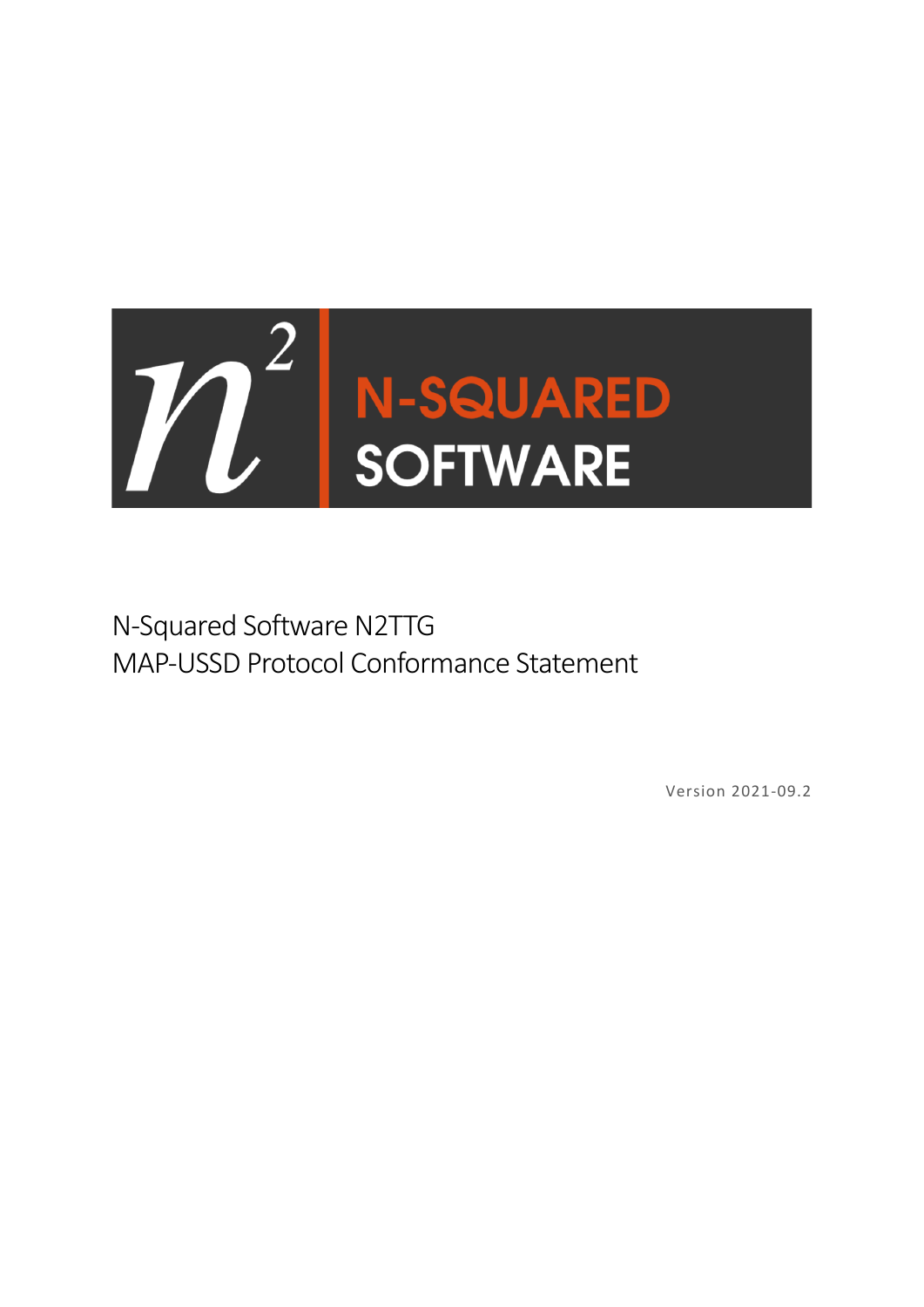N-SQUARED SOFTWARE

# N-Squared Software N2TTG
# MAP-USSD Protocol Conformance Statement

Version 2021-09.2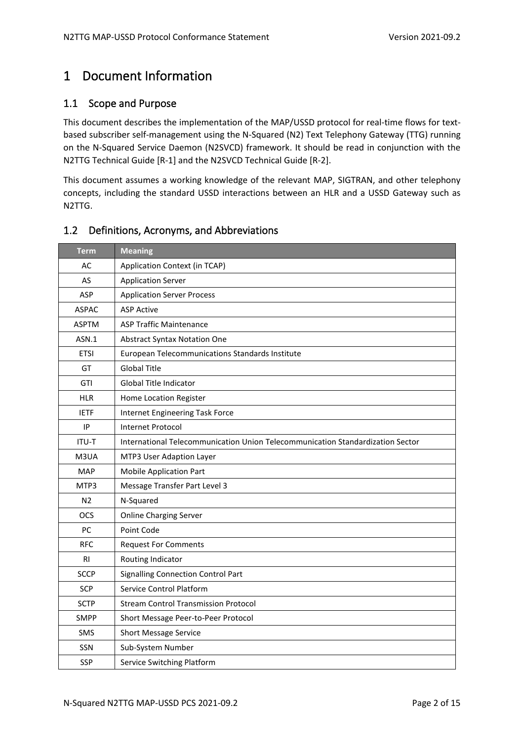# 1 Document Information

## 1.1 Scope and Purpose

This document describes the implementation of the MAP/USSD protocol for real-time flows for text-based subscriber self-management using the N-Squared (N2) Text Telephony Gateway (TTG) running on the N-Squared Service Daemon (N2SVCD) framework. It should be read in conjunction with the N2TTG Technical Guide [R-1] and the N2SVCD Technical Guide [R-2].

This document assumes a working knowledge of the relevant MAP, SIGTRAN, and other telephony concepts, including the standard USSD interactions between an HLR and a USSD Gateway such as N2TTG.

## 1.2 Definitions, Acronyms, and Abbreviations

| Term | Meaning |
| --- | --- |
| AC | Application Context (in TCAP) |
| AS | Application Server |
| ASP | Application Server Process |
| ASPAC | ASP Active |
| ASPTM | ASP Traffic Maintenance |
| ASN.1 | Abstract Syntax Notation One |
| ETSI | European Telecommunications Standards Institute |
| GT | Global Title |
| GTI | Global Title Indicator |
| HLR | Home Location Register |
| IETF | Internet Engineering Task Force |
| IP | Internet Protocol |
| ITU-T | International Telecommunication Union Telecommunication Standardization Sector |
| M3UA | MTP3 User Adaption Layer |
| MAP | Mobile Application Part |
| MTP3 | Message Transfer Part Level 3 |
| N2 | N-Squared |
| OCS | Online Charging Server |
| PC | Point Code |
| RFC | Request For Comments |
| RI | Routing Indicator |
| SCCP | Signalling Connection Control Part |
| SCP | Service Control Platform |
| SCTP | Stream Control Transmission Protocol |
| SMPP | Short Message Peer-to-Peer Protocol |
| SMS | Short Message Service |
| SSN | Sub-System Number |
| SSP | Service Switching Platform |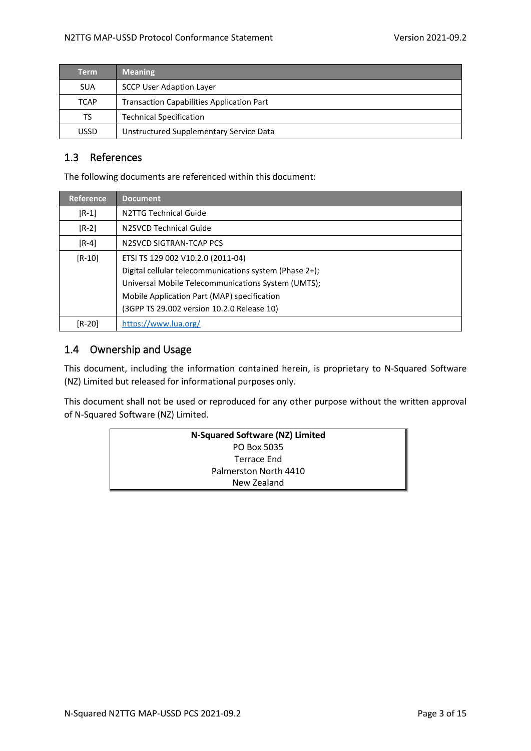| Term | Meaning |
| --- | --- |
| SUA | SCCP User Adaption Layer |
| TCAP | Transaction Capabilities Application Part |
| TS | Technical Specification |
| USSD | Unstructured Supplementary Service Data |

## 1.3 References

The following documents are referenced within this document:

| Reference | Document |
| --- | --- |
| [R-1] | N2TTG Technical Guide |
| [R-2] | N2SVCD Technical Guide |
| [R-4] | N2SVCD SIGTRAN-TCAP PCS |
| [R-10] | ETSI TS 129 002 V10.2.0 (2011-04)<br>Digital cellular telecommunications system (Phase 2+);<br>Universal Mobile Telecommunications System (UMTS);<br>Mobile Application Part (MAP) specification<br>(3GPP TS 29.002 version 10.2.0 Release 10) |
| [R-20] | https://www.lua.org/ |

## 1.4 Ownership and Usage

This document, including the information contained herein, is proprietary to N-Squared Software (NZ) Limited but released for informational purposes only.

This document shall not be used or reproduced for any other purpose without the written approval of N-Squared Software (NZ) Limited.

**N-Squared Software (NZ) Limited**
PO Box 5035
Terrace End
Palmerston North 4410
New Zealand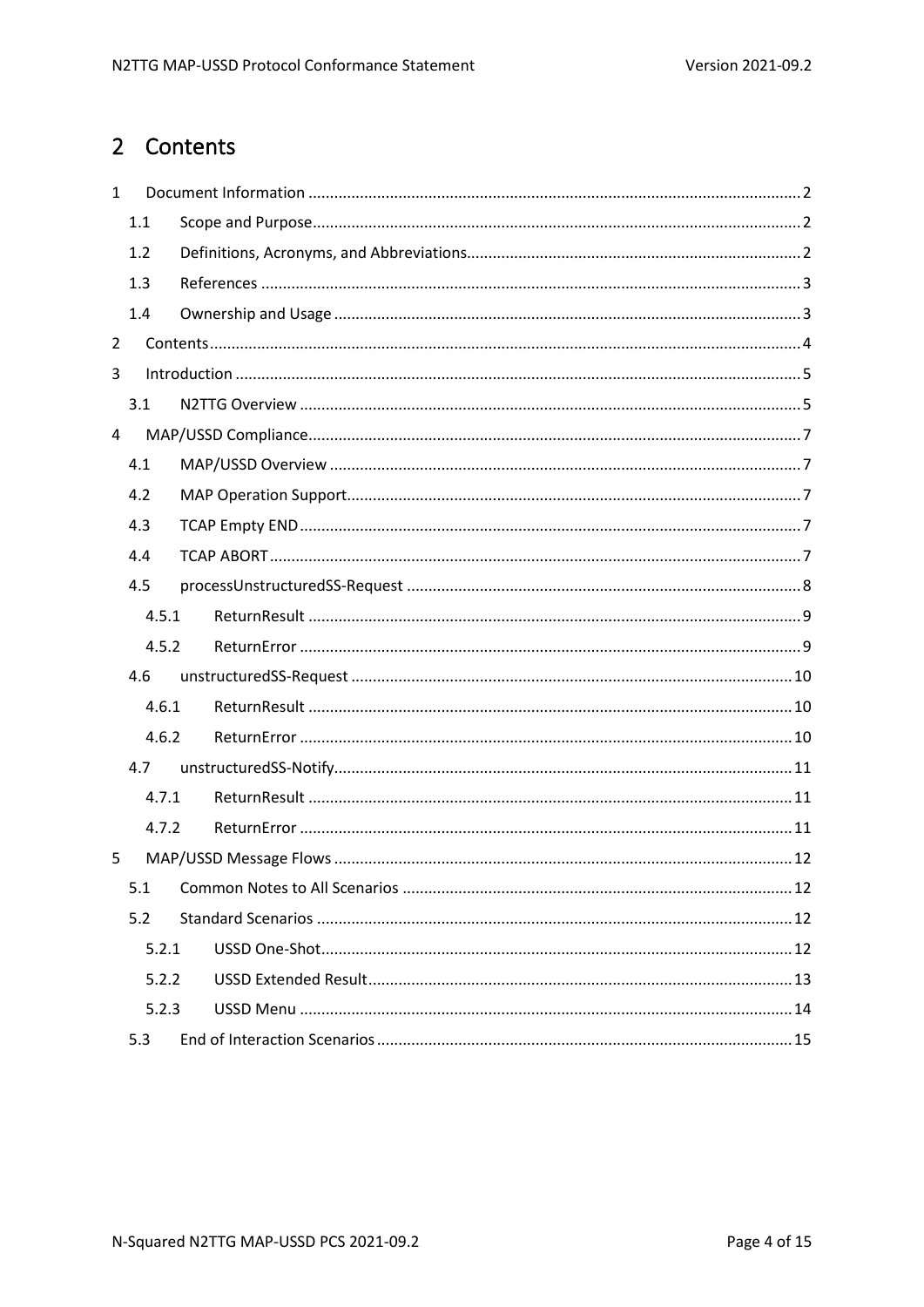# 2 Contents

- 1 Document Information ..... 2
  - 1.1 Scope and Purpose ..... 2
  - 1.2 Definitions, Acronyms, and Abbreviations ..... 2
  - 1.3 References ..... 3
  - 1.4 Ownership and Usage ..... 3
- 2 Contents ..... 4
- 3 Introduction ..... 5
  - 3.1 N2TTG Overview ..... 5
- 4 MAP/USSD Compliance ..... 7
  - 4.1 MAP/USSD Overview ..... 7
  - 4.2 MAP Operation Support ..... 7
  - 4.3 TCAP Empty END ..... 7
  - 4.4 TCAP ABORT ..... 7
  - 4.5 processUnstructuredSS-Request ..... 8
    - 4.5.1 ReturnResult ..... 9
    - 4.5.2 ReturnError ..... 9
  - 4.6 unstructuredSS-Request ..... 10
    - 4.6.1 ReturnResult ..... 10
    - 4.6.2 ReturnError ..... 10
  - 4.7 unstructuredSS-Notify ..... 11
    - 4.7.1 ReturnResult ..... 11
    - 4.7.2 ReturnError ..... 11
- 5 MAP/USSD Message Flows ..... 12
  - 5.1 Common Notes to All Scenarios ..... 12
  - 5.2 Standard Scenarios ..... 12
    - 5.2.1 USSD One-Shot ..... 12
    - 5.2.2 USSD Extended Result ..... 13
    - 5.2.3 USSD Menu ..... 14
  - 5.3 End of Interaction Scenarios ..... 15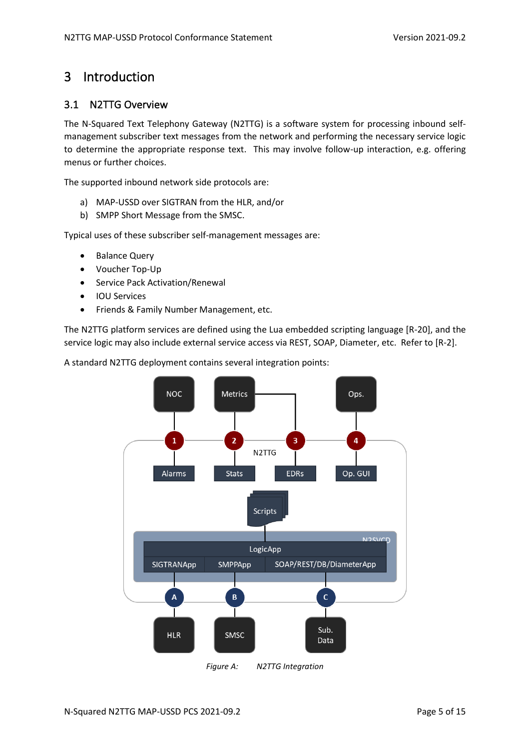# 3 Introduction

## 3.1 N2TTG Overview

The N-Squared Text Telephony Gateway (N2TTG) is a software system for processing inbound self-management subscriber text messages from the network and performing the necessary service logic to determine the appropriate response text. This may involve follow-up interaction, e.g. offering menus or further choices.

The supported inbound network side protocols are:

a) MAP-USSD over SIGTRAN from the HLR, and/or
b) SMPP Short Message from the SMSC.

Typical uses of these subscriber self-management messages are:

- Balance Query
- Voucher Top-Up
- Service Pack Activation/Renewal
- IOU Services
- Friends & Family Number Management, etc.

The N2TTG platform services are defined using the Lua embedded scripting language [R-20], and the service logic may also include external service access via REST, SOAP, Diameter, etc. Refer to [R-2].

A standard N2TTG deployment contains several integration points:

*Figure A: N2TTG Integration*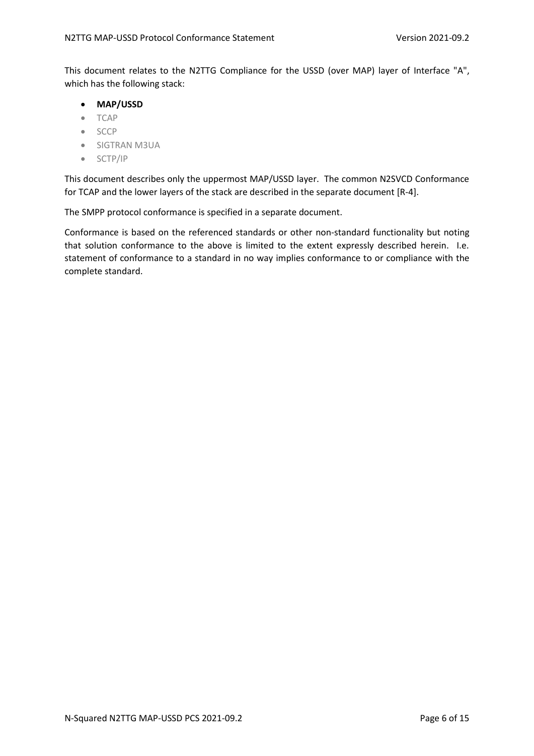This document relates to the N2TTG Compliance for the USSD (over MAP) layer of Interface "A", which has the following stack:

- **MAP/USSD**
- TCAP
- SCCP
- SIGTRAN M3UA
- SCTP/IP

This document describes only the uppermost MAP/USSD layer. The common N2SVCD Conformance for TCAP and the lower layers of the stack are described in the separate document [R-4].

The SMPP protocol conformance is specified in a separate document.

Conformance is based on the referenced standards or other non-standard functionality but noting that solution conformance to the above is limited to the extent expressly described herein. I.e. statement of conformance to a standard in no way implies conformance to or compliance with the complete standard.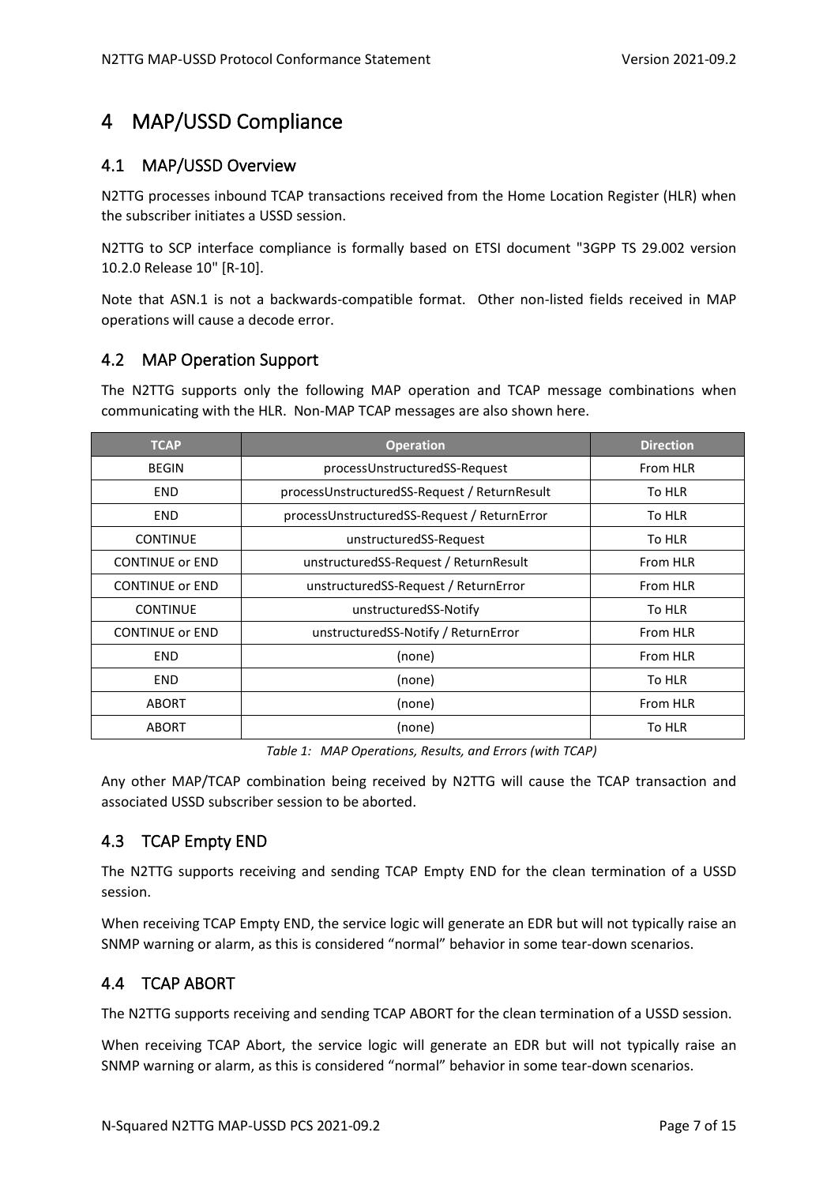# 4 MAP/USSD Compliance

## 4.1 MAP/USSD Overview

N2TTG processes inbound TCAP transactions received from the Home Location Register (HLR) when the subscriber initiates a USSD session.

N2TTG to SCP interface compliance is formally based on ETSI document "3GPP TS 29.002 version 10.2.0 Release 10" [R-10].

Note that ASN.1 is not a backwards-compatible format. Other non-listed fields received in MAP operations will cause a decode error.

## 4.2 MAP Operation Support

The N2TTG supports only the following MAP operation and TCAP message combinations when communicating with the HLR. Non-MAP TCAP messages are also shown here.

| TCAP | Operation | Direction |
|---|---|---|
| BEGIN | processUnstructuredSS-Request | From HLR |
| END | processUnstructuredSS-Request / ReturnResult | To HLR |
| END | processUnstructuredSS-Request / ReturnError | To HLR |
| CONTINUE | unstructuredSS-Request | To HLR |
| CONTINUE or END | unstructuredSS-Request / ReturnResult | From HLR |
| CONTINUE or END | unstructuredSS-Request / ReturnError | From HLR |
| CONTINUE | unstructuredSS-Notify | To HLR |
| CONTINUE or END | unstructuredSS-Notify / ReturnError | From HLR |
| END | (none) | From HLR |
| END | (none) | To HLR |
| ABORT | (none) | From HLR |
| ABORT | (none) | To HLR |

*Table 1: MAP Operations, Results, and Errors (with TCAP)*

Any other MAP/TCAP combination being received by N2TTG will cause the TCAP transaction and associated USSD subscriber session to be aborted.

## 4.3 TCAP Empty END

The N2TTG supports receiving and sending TCAP Empty END for the clean termination of a USSD session.

When receiving TCAP Empty END, the service logic will generate an EDR but will not typically raise an SNMP warning or alarm, as this is considered "normal" behavior in some tear-down scenarios.

## 4.4 TCAP ABORT

The N2TTG supports receiving and sending TCAP ABORT for the clean termination of a USSD session.

When receiving TCAP Abort, the service logic will generate an EDR but will not typically raise an SNMP warning or alarm, as this is considered "normal" behavior in some tear-down scenarios.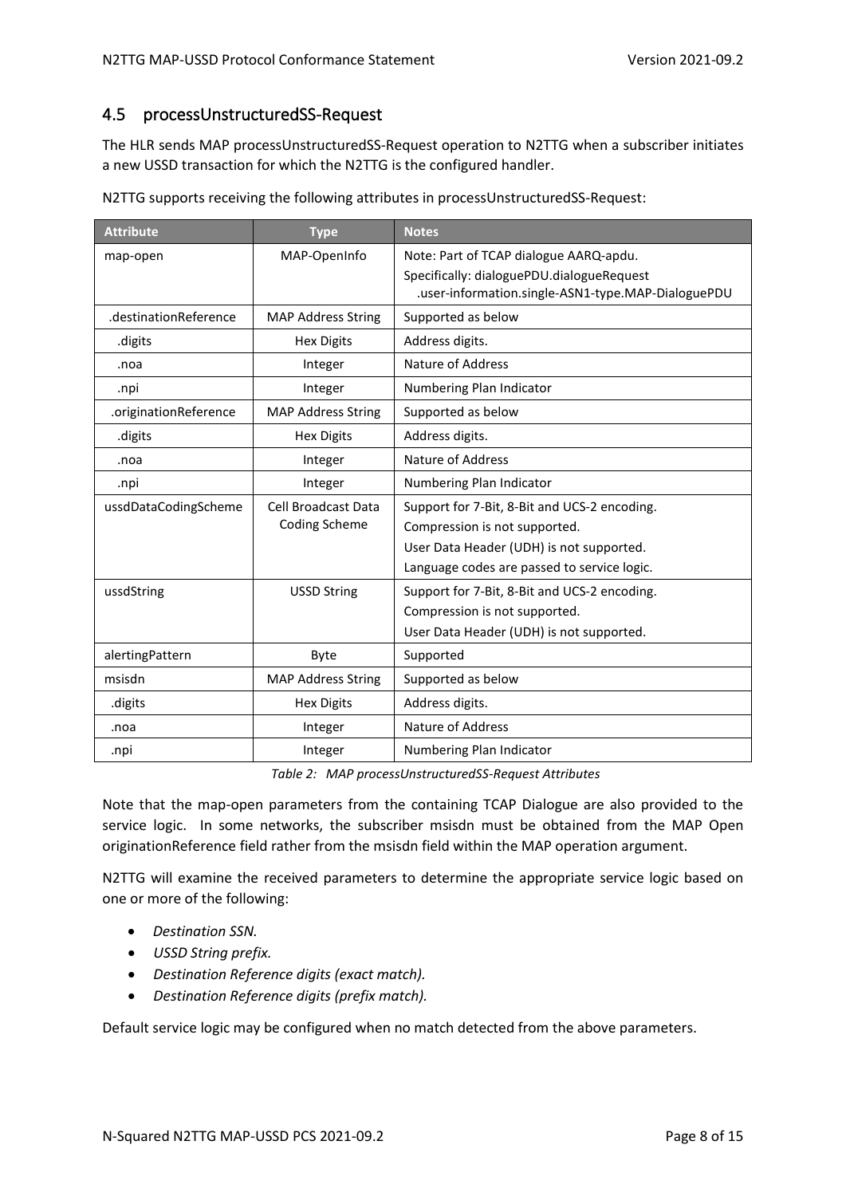## 4.5 processUnstructuredSS-Request

The HLR sends MAP processUnstructuredSS-Request operation to N2TTG when a subscriber initiates a new USSD transaction for which the N2TTG is the configured handler.

N2TTG supports receiving the following attributes in processUnstructuredSS-Request:

| Attribute | Type | Notes |
|---|---|---|
| map-open | MAP-OpenInfo | Note: Part of TCAP dialogue AARQ-apdu.<br>Specifically: dialoguePDU.dialogueRequest .user-information.single-ASN1-type.MAP-DialoguePDU |
| .destinationReference | MAP Address String | Supported as below |
| .digits | Hex Digits | Address digits. |
| .noa | Integer | Nature of Address |
| .npi | Integer | Numbering Plan Indicator |
| .originationReference | MAP Address String | Supported as below |
| .digits | Hex Digits | Address digits. |
| .noa | Integer | Nature of Address |
| .npi | Integer | Numbering Plan Indicator |
| ussdDataCodingScheme | Cell Broadcast Data Coding Scheme | Support for 7-Bit, 8-Bit and UCS-2 encoding.<br>Compression is not supported.<br>User Data Header (UDH) is not supported.<br>Language codes are passed to service logic. |
| ussdString | USSD String | Support for 7-Bit, 8-Bit and UCS-2 encoding.<br>Compression is not supported.<br>User Data Header (UDH) is not supported. |
| alertingPattern | Byte | Supported |
| msisdn | MAP Address String | Supported as below |
| .digits | Hex Digits | Address digits. |
| .noa | Integer | Nature of Address |
| .npi | Integer | Numbering Plan Indicator |

*Table 2: MAP processUnstructuredSS-Request Attributes*

Note that the map-open parameters from the containing TCAP Dialogue are also provided to the service logic. In some networks, the subscriber msisdn must be obtained from the MAP Open originationReference field rather from the msisdn field within the MAP operation argument.

N2TTG will examine the received parameters to determine the appropriate service logic based on one or more of the following:

- *Destination SSN.*
- *USSD String prefix.*
- *Destination Reference digits (exact match).*
- *Destination Reference digits (prefix match).*

Default service logic may be configured when no match detected from the above parameters.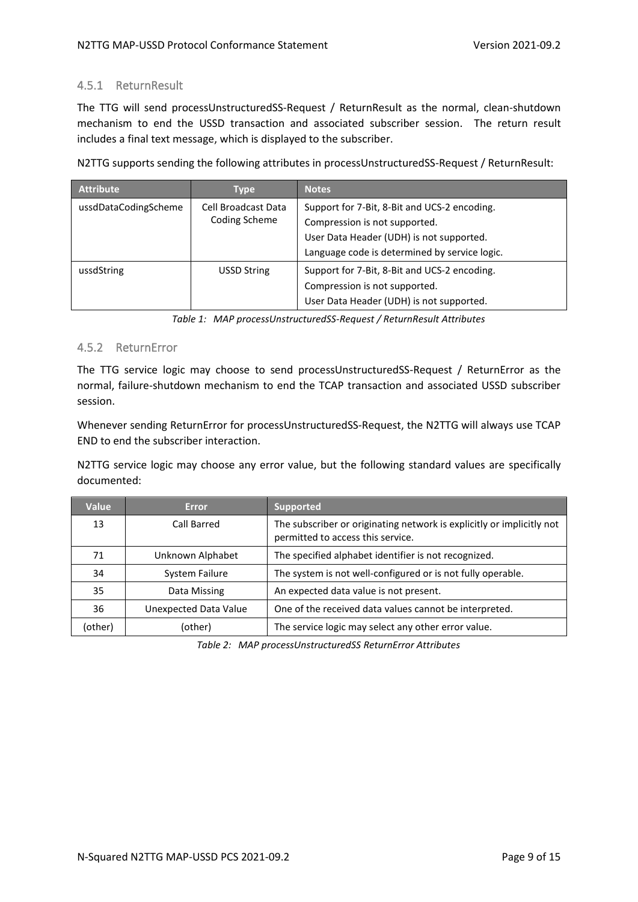### 4.5.1 ReturnResult

The TTG will send processUnstructuredSS-Request / ReturnResult as the normal, clean-shutdown mechanism to end the USSD transaction and associated subscriber session. The return result includes a final text message, which is displayed to the subscriber.

N2TTG supports sending the following attributes in processUnstructuredSS-Request / ReturnResult:

| Attribute | Type | Notes |
| --- | --- | --- |
| ussdDataCodingScheme | Cell Broadcast Data Coding Scheme | Support for 7-Bit, 8-Bit and UCS-2 encoding.<br>Compression is not supported.<br>User Data Header (UDH) is not supported.<br>Language code is determined by service logic. |
| ussdString | USSD String | Support for 7-Bit, 8-Bit and UCS-2 encoding.<br>Compression is not supported.<br>User Data Header (UDH) is not supported. |

*Table 1: MAP processUnstructuredSS-Request / ReturnResult Attributes*

### 4.5.2 ReturnError

The TTG service logic may choose to send processUnstructuredSS-Request / ReturnError as the normal, failure-shutdown mechanism to end the TCAP transaction and associated USSD subscriber session.

Whenever sending ReturnError for processUnstructuredSS-Request, the N2TTG will always use TCAP END to end the subscriber interaction.

N2TTG service logic may choose any error value, but the following standard values are specifically documented:

| Value | Error | Supported |
| --- | --- | --- |
| 13 | Call Barred | The subscriber or originating network is explicitly or implicitly not permitted to access this service. |
| 71 | Unknown Alphabet | The specified alphabet identifier is not recognized. |
| 34 | System Failure | The system is not well-configured or is not fully operable. |
| 35 | Data Missing | An expected data value is not present. |
| 36 | Unexpected Data Value | One of the received data values cannot be interpreted. |
| (other) | (other) | The service logic may select any other error value. |

*Table 2: MAP processUnstructuredSS ReturnError Attributes*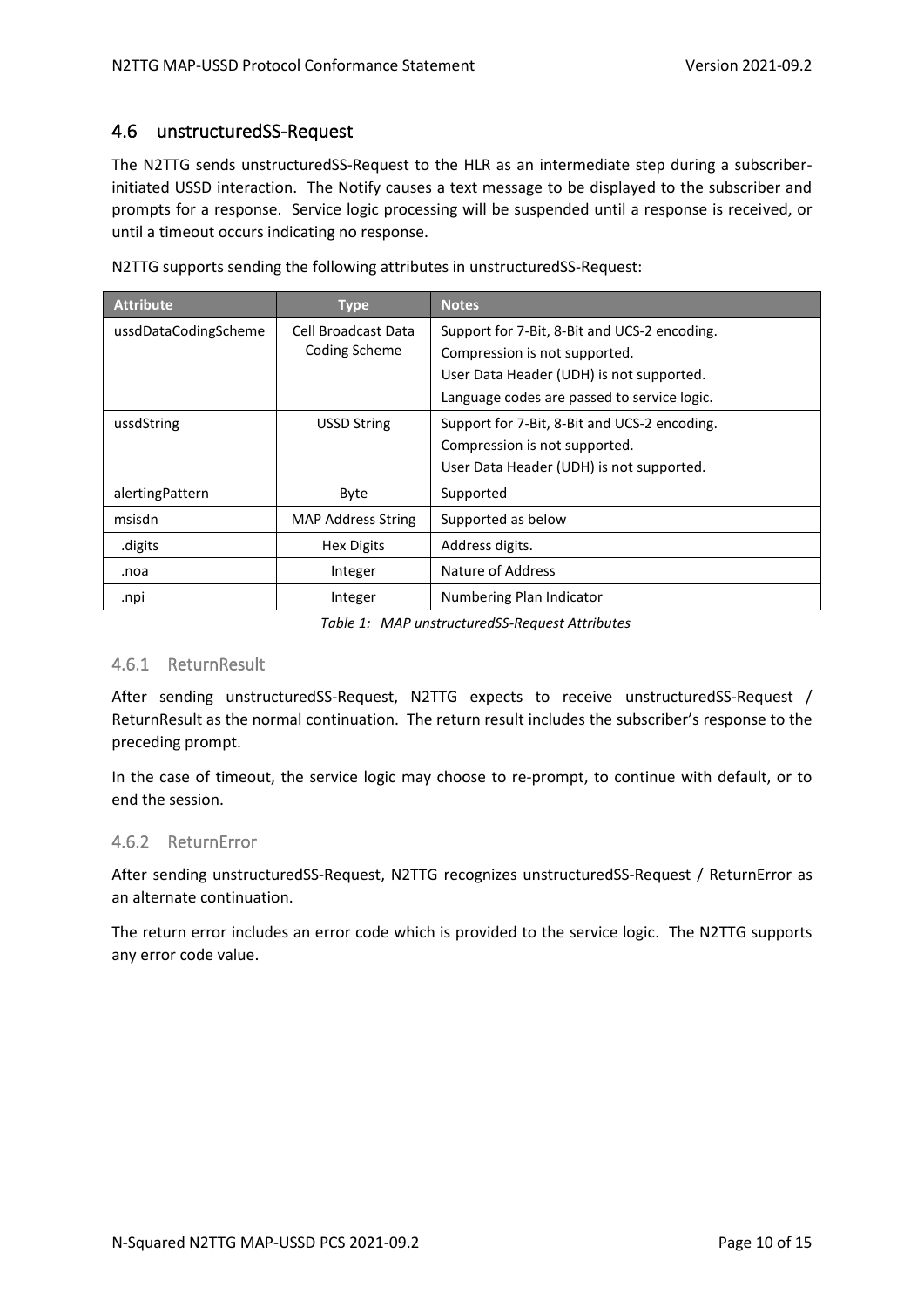## 4.6 unstructuredSS-Request

The N2TTG sends unstructuredSS-Request to the HLR as an intermediate step during a subscriber-initiated USSD interaction. The Notify causes a text message to be displayed to the subscriber and prompts for a response. Service logic processing will be suspended until a response is received, or until a timeout occurs indicating no response.

N2TTG supports sending the following attributes in unstructuredSS-Request:

| Attribute | Type | Notes |
|---|---|---|
| ussdDataCodingScheme | Cell Broadcast Data Coding Scheme | Support for 7-Bit, 8-Bit and UCS-2 encoding.<br>Compression is not supported.<br>User Data Header (UDH) is not supported.<br>Language codes are passed to service logic. |
| ussdString | USSD String | Support for 7-Bit, 8-Bit and UCS-2 encoding.<br>Compression is not supported.<br>User Data Header (UDH) is not supported. |
| alertingPattern | Byte | Supported |
| msisdn | MAP Address String | Supported as below |
| .digits | Hex Digits | Address digits. |
| .noa | Integer | Nature of Address |
| .npi | Integer | Numbering Plan Indicator |

*Table 1: MAP unstructuredSS-Request Attributes*

### 4.6.1 ReturnResult

After sending unstructuredSS-Request, N2TTG expects to receive unstructuredSS-Request / ReturnResult as the normal continuation. The return result includes the subscriber's response to the preceding prompt.

In the case of timeout, the service logic may choose to re-prompt, to continue with default, or to end the session.

### 4.6.2 ReturnError

After sending unstructuredSS-Request, N2TTG recognizes unstructuredSS-Request / ReturnError as an alternate continuation.

The return error includes an error code which is provided to the service logic. The N2TTG supports any error code value.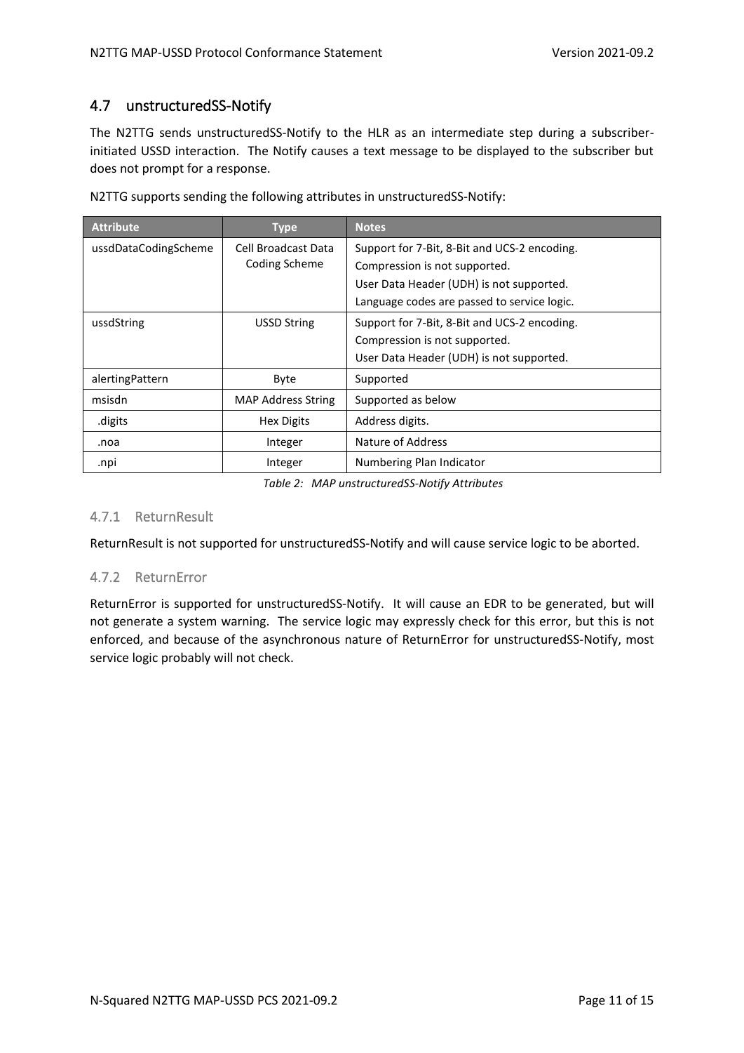## 4.7 unstructuredSS-Notify

The N2TTG sends unstructuredSS-Notify to the HLR as an intermediate step during a subscriber-initiated USSD interaction. The Notify causes a text message to be displayed to the subscriber but does not prompt for a response.

N2TTG supports sending the following attributes in unstructuredSS-Notify:

| Attribute | Type | Notes |
|---|---|---|
| ussdDataCodingScheme | Cell Broadcast Data Coding Scheme | Support for 7-Bit, 8-Bit and UCS-2 encoding.<br>Compression is not supported.<br>User Data Header (UDH) is not supported.<br>Language codes are passed to service logic. |
| ussdString | USSD String | Support for 7-Bit, 8-Bit and UCS-2 encoding.<br>Compression is not supported.<br>User Data Header (UDH) is not supported. |
| alertingPattern | Byte | Supported |
| msisdn | MAP Address String | Supported as below |
| .digits | Hex Digits | Address digits. |
| .noa | Integer | Nature of Address |
| .npi | Integer | Numbering Plan Indicator |

*Table 2: MAP unstructuredSS-Notify Attributes*

### 4.7.1 ReturnResult

ReturnResult is not supported for unstructuredSS-Notify and will cause service logic to be aborted.

### 4.7.2 ReturnError

ReturnError is supported for unstructuredSS-Notify. It will cause an EDR to be generated, but will not generate a system warning. The service logic may expressly check for this error, but this is not enforced, and because of the asynchronous nature of ReturnError for unstructuredSS-Notify, most service logic probably will not check.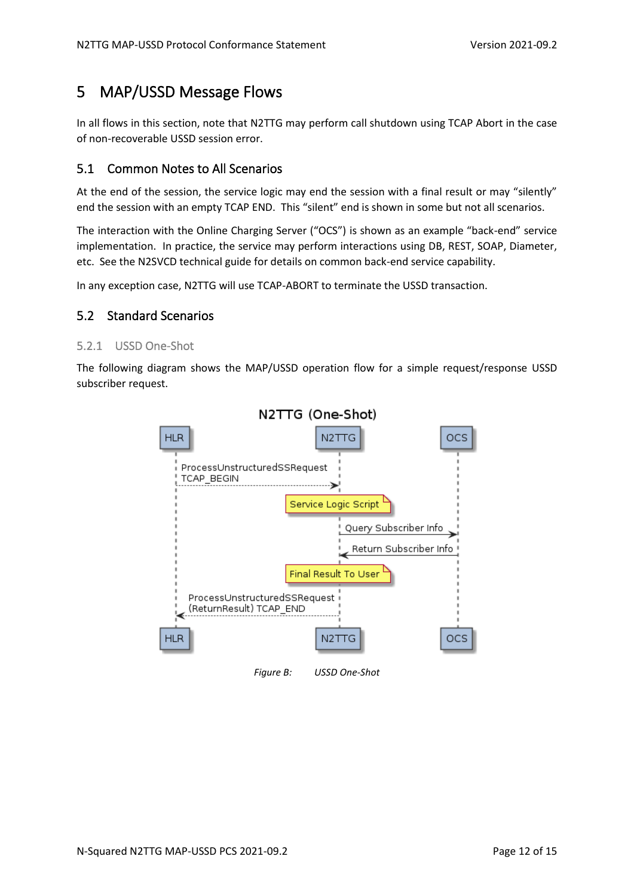# 5 MAP/USSD Message Flows

In all flows in this section, note that N2TTG may perform call shutdown using TCAP Abort in the case of non-recoverable USSD session error.

## 5.1 Common Notes to All Scenarios

At the end of the session, the service logic may end the session with a final result or may "silently" end the session with an empty TCAP END. This "silent" end is shown in some but not all scenarios.

The interaction with the Online Charging Server ("OCS") is shown as an example "back-end" service implementation. In practice, the service may perform interactions using DB, REST, SOAP, Diameter, etc. See the N2SVCD technical guide for details on common back-end service capability.

In any exception case, N2TTG will use TCAP-ABORT to terminate the USSD transaction.

## 5.2 Standard Scenarios

### 5.2.1 USSD One-Shot

The following diagram shows the MAP/USSD operation flow for a simple request/response USSD subscriber request.

N2TTG (One-Shot)

| HLR | N2TTG | OCS |
|---|---|---|
| ProcessUnstructuredSSRequest TCAP_BEGIN → | | |
| | Service Logic Script | |
| | Query Subscriber Info → | |
| | ← Return Subscriber Info | |
| | Final Result To User | |
| ← ProcessUnstructuredSSRequest (ReturnResult) TCAP_END | | |

*Figure B: USSD One-Shot*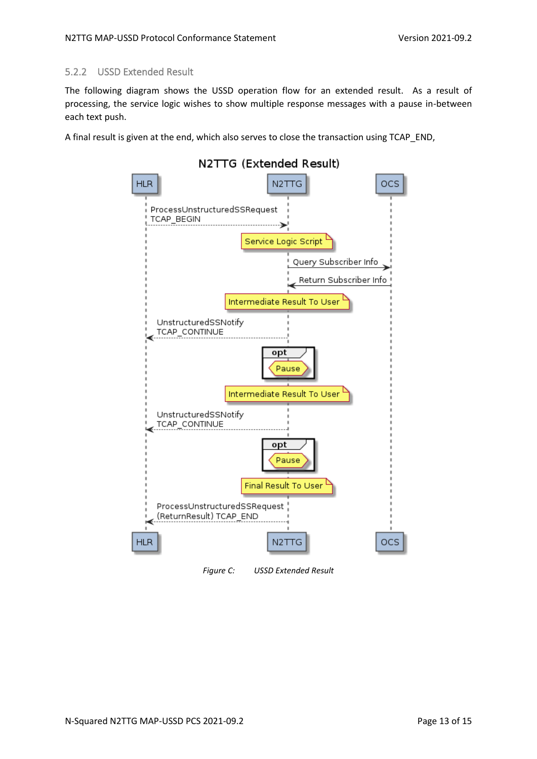### 5.2.2 USSD Extended Result

The following diagram shows the USSD operation flow for an extended result. As a result of processing, the service logic wishes to show multiple response messages with a pause in-between each text push.

A final result is given at the end, which also serves to close the transaction using TCAP_END,

*Figure C: USSD Extended Result*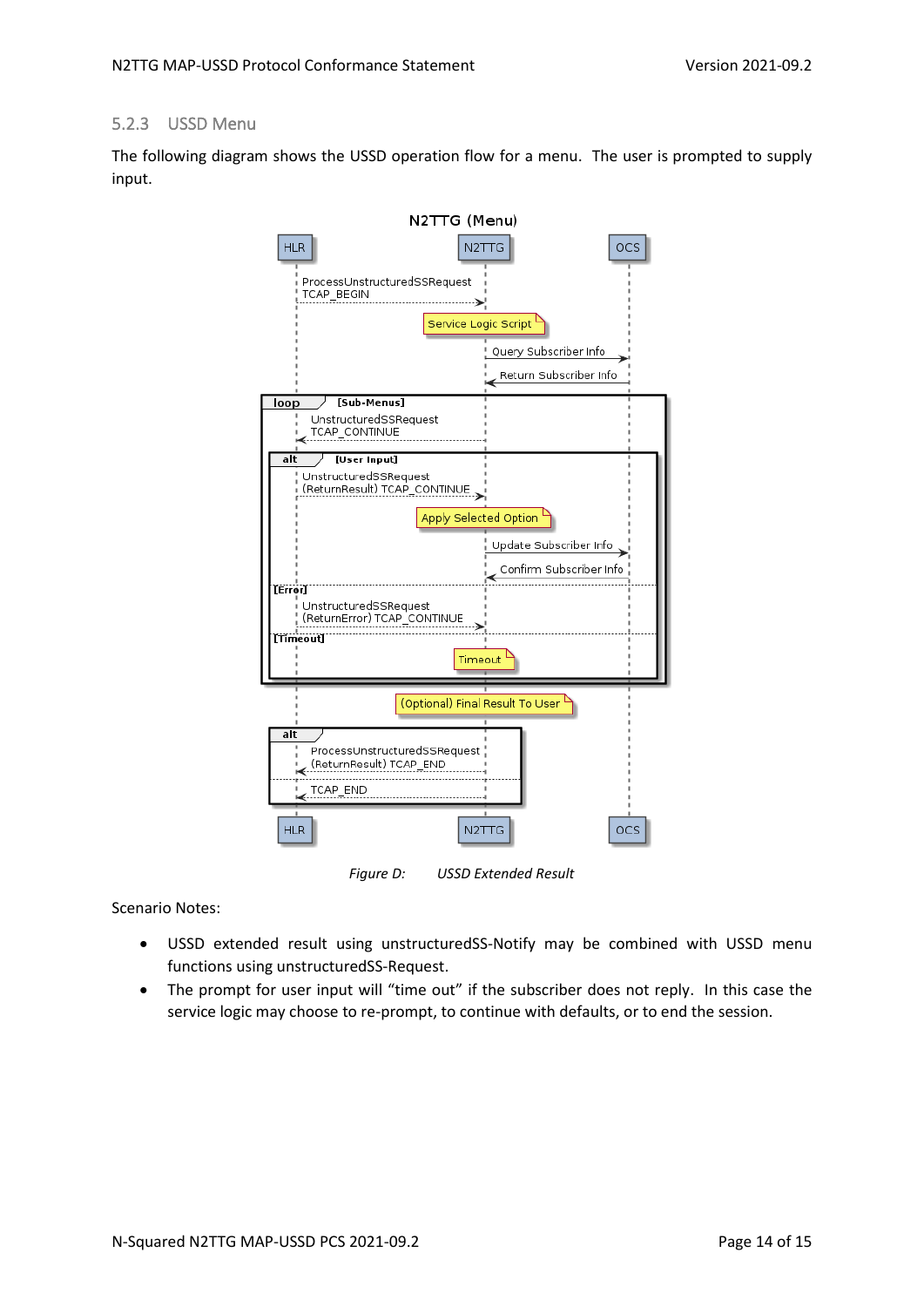### 5.2.3 USSD Menu

The following diagram shows the USSD operation flow for a menu. The user is prompted to supply input.

*Figure D: USSD Extended Result*

Scenario Notes:

- USSD extended result using unstructuredSS-Notify may be combined with USSD menu functions using unstructuredSS-Request.
- The prompt for user input will "time out" if the subscriber does not reply. In this case the service logic may choose to re-prompt, to continue with defaults, or to end the session.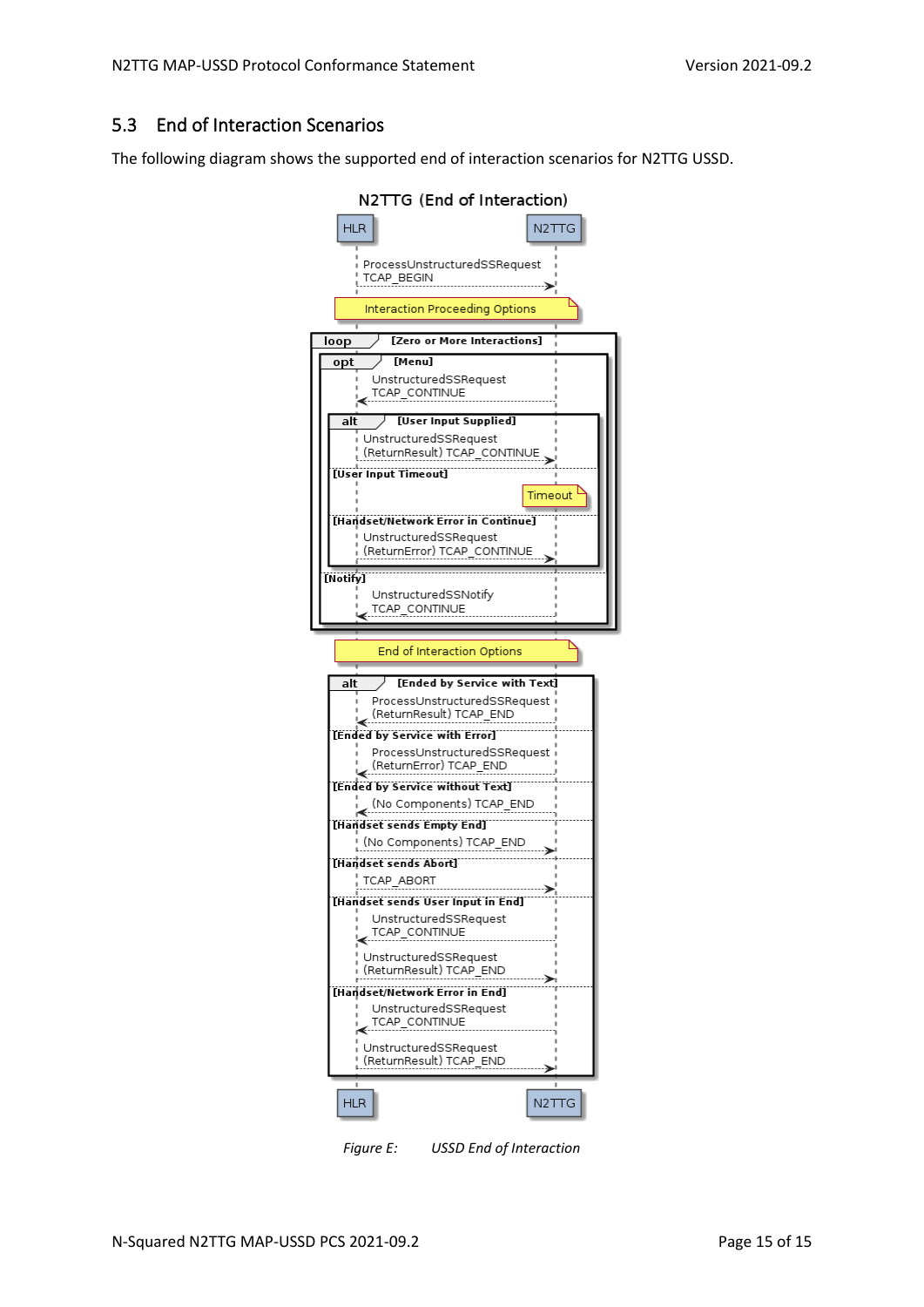## 5.3 End of Interaction Scenarios

The following diagram shows the supported end of interaction scenarios for N2TTG USSD.

N2TTG (End of Interaction)

HLR

N2TTG

ProcessUnstructuredSSRequest
TCAP_BEGIN

Interaction Proceeding Options

loop [Zero or More Interactions]

opt [Menu]

UnstructuredSSRequest
TCAP_CONTINUE

alt [User Input Supplied]

UnstructuredSSRequest
(ReturnResult) TCAP_CONTINUE

[User Input Timeout]

Timeout

[Handset/Network Error in Continue]

UnstructuredSSRequest
(ReturnError) TCAP_CONTINUE

[Notify]

UnstructuredSSNotify
TCAP_CONTINUE

End of Interaction Options

alt [Ended by Service with Text]

ProcessUnstructuredSSRequest
(ReturnResult) TCAP_END

[Ended by Service with Error]

ProcessUnstructuredSSRequest
(ReturnError) TCAP_END

[Ended by Service without Text]

(No Components) TCAP_END

[Handset sends Empty End]

(No Components) TCAP_END

[Handset sends Abort]

TCAP_ABORT

[Handset sends User Input in End]

UnstructuredSSRequest
TCAP_CONTINUE

UnstructuredSSRequest
(ReturnResult) TCAP_END

[Handset/Network Error in End]

UnstructuredSSRequest
TCAP_CONTINUE

UnstructuredSSRequest
(ReturnResult) TCAP_END

HLR

N2TTG

*Figure E: USSD End of Interaction*